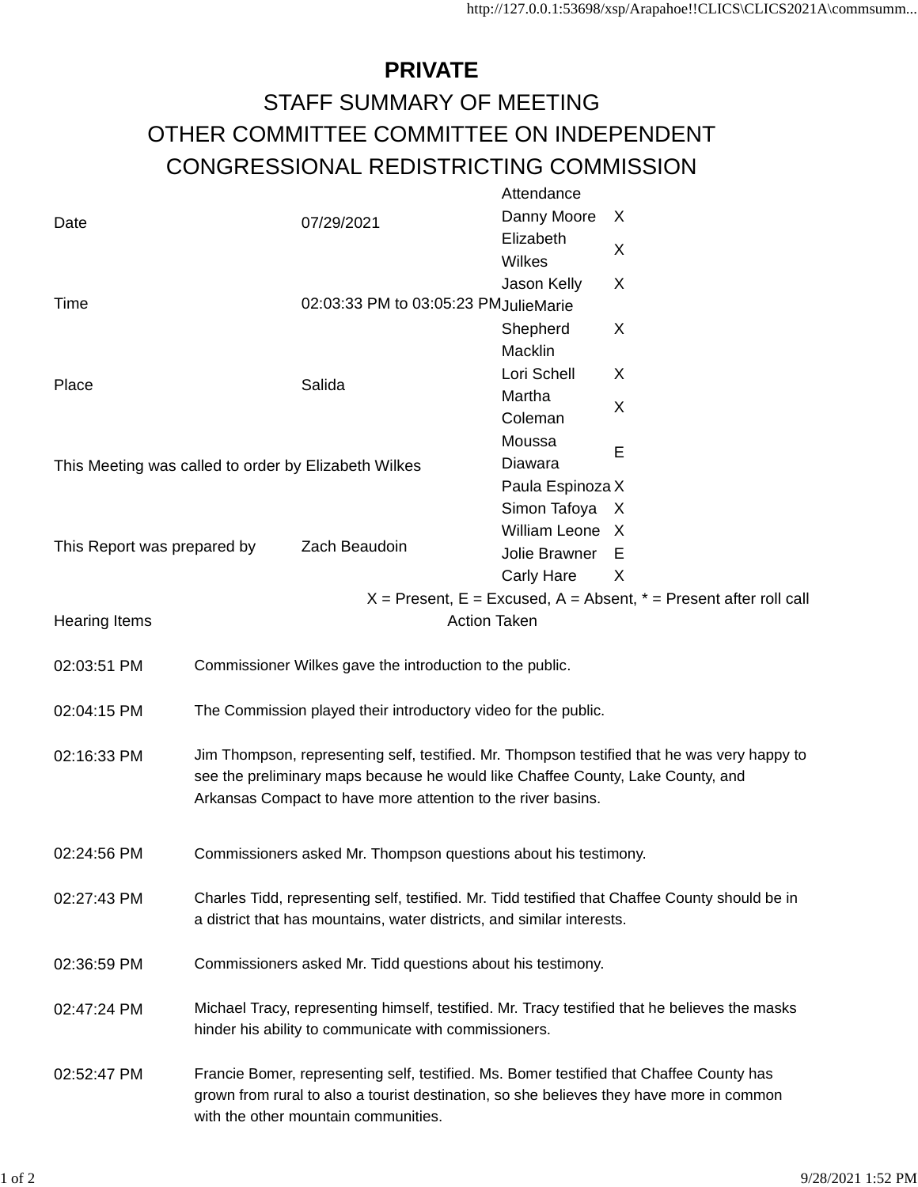# PRIVATE

## STAFF SUMMARY OF MEETING

## OTHER COMMITTEE COMMITTEE ON INDEPENDENT CONGRESSIONAL REDISTRICTING COMMISSION

| | |
|---|---|
| Date | 07/29/2021 |
| Time | 02:03:33 PM to 03:05:23 PM |
| Place | Salida |
| This Meeting was called to order by Elizabeth Wilkes | |
| This Report was prepared by | Zach Beaudoin |

| Attendance | |
|---|---|
| Danny Moore | X |
| Elizabeth Wilkes | X |
| Jason Kelly | X |
| JulieMarie Shepherd Macklin | X |
| Lori Schell | X |
| Martha Coleman | X |
| Moussa Diawara | E |
| Paula Espinoza | X |
| Simon Tafoya | X |
| William Leone | X |
| Jolie Brawner | E |
| Carly Hare | X |

X = Present, E = Excused, A = Absent, * = Present after roll call

| Hearing Items | Action Taken |
|---|---|
| 02:03:51 PM | Commissioner Wilkes gave the introduction to the public. |
| 02:04:15 PM | The Commission played their introductory video for the public. |
| 02:16:33 PM | Jim Thompson, representing self, testified. Mr. Thompson testified that he was very happy to see the preliminary maps because he would like Chaffee County, Lake County, and Arkansas Compact to have more attention to the river basins. |
| 02:24:56 PM | Commissioners asked Mr. Thompson questions about his testimony. |
| 02:27:43 PM | Charles Tidd, representing self, testified. Mr. Tidd testified that Chaffee County should be in a district that has mountains, water districts, and similar interests. |
| 02:36:59 PM | Commissioners asked Mr. Tidd questions about his testimony. |
| 02:47:24 PM | Michael Tracy, representing himself, testified. Mr. Tracy testified that he believes the masks hinder his ability to communicate with commissioners. |
| 02:52:47 PM | Francie Bomer, representing self, testified. Ms. Bomer testified that Chaffee County has grown from rural to also a tourist destination, so she believes they have more in common with the other mountain communities. |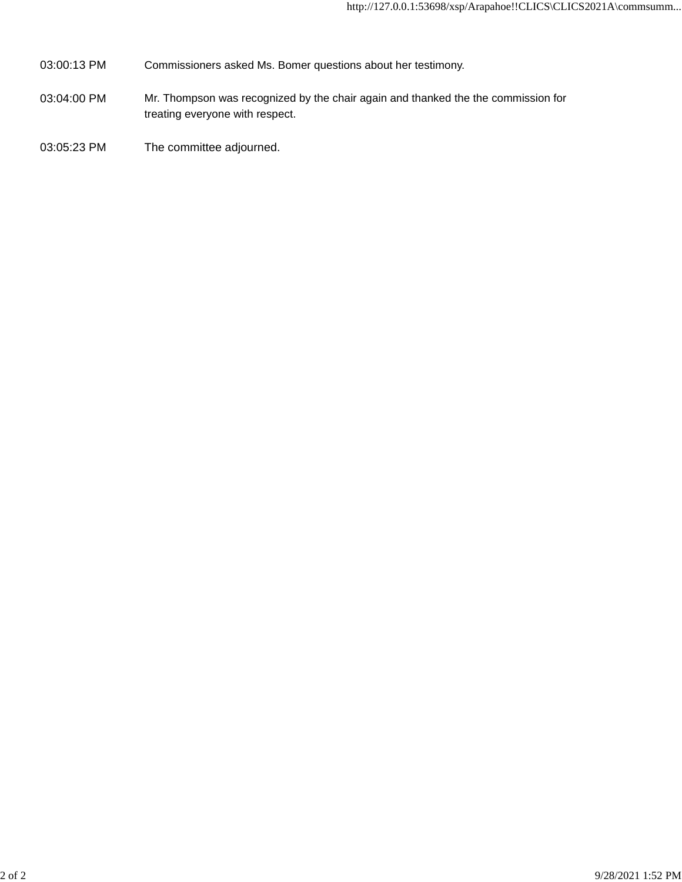| | |
|---|---|
| 03:00:13 PM | Commissioners asked Ms. Bomer questions about her testimony. |
| 03:04:00 PM | Mr. Thompson was recognized by the chair again and thanked the the commission for treating everyone with respect. |
| 03:05:23 PM | The committee adjourned. |